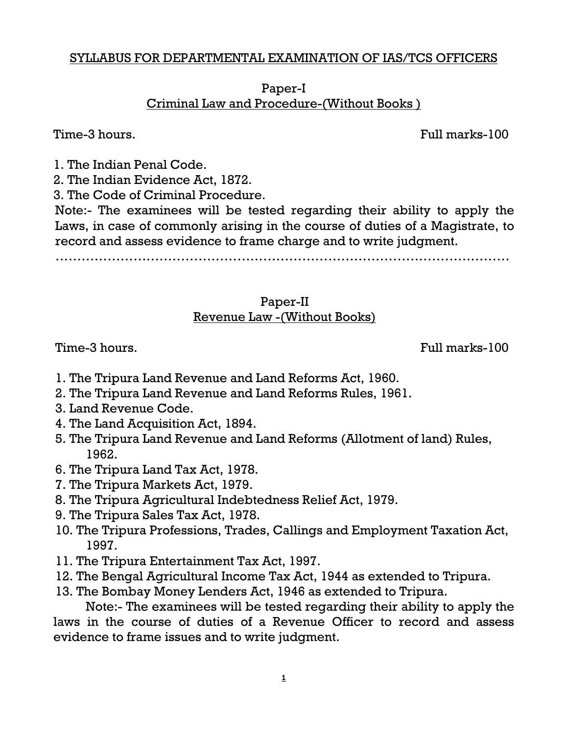## SYLLABUS FOR DEPARTMENTAL EXAMINATION OF IAS/TCS OFFICERS

### Paper-I
### Criminal Law and Procedure-(Without Books )

Time-3 hours. Full marks-100

1. The Indian Penal Code.
2. The Indian Evidence Act, 1872.
3. The Code of Criminal Procedure.

Note:- The examinees will be tested regarding their ability to apply the Laws, in case of commonly arising in the course of duties of a Magistrate, to record and assess evidence to frame charge and to write judgment.

…………………………………………………………………………………………

### Paper-II
### Revenue Law -(Without Books)

Time-3 hours. Full marks-100

1. The Tripura Land Revenue and Land Reforms Act, 1960.
2. The Tripura Land Revenue and Land Reforms Rules, 1961.
3. Land Revenue Code.
4. The Land Acquisition Act, 1894.
5. The Tripura Land Revenue and Land Reforms (Allotment of land) Rules, 1962.
6. The Tripura Land Tax Act, 1978.
7. The Tripura Markets Act, 1979.
8. The Tripura Agricultural Indebtedness Relief Act, 1979.
9. The Tripura Sales Tax Act, 1978.
10. The Tripura Professions, Trades, Callings and Employment Taxation Act, 1997.
11. The Tripura Entertainment Tax Act, 1997.
12. The Bengal Agricultural Income Tax Act, 1944 as extended to Tripura.
13. The Bombay Money Lenders Act, 1946 as extended to Tripura.

Note:- The examinees will be tested regarding their ability to apply the laws in the course of duties of a Revenue Officer to record and assess evidence to frame issues and to write judgment.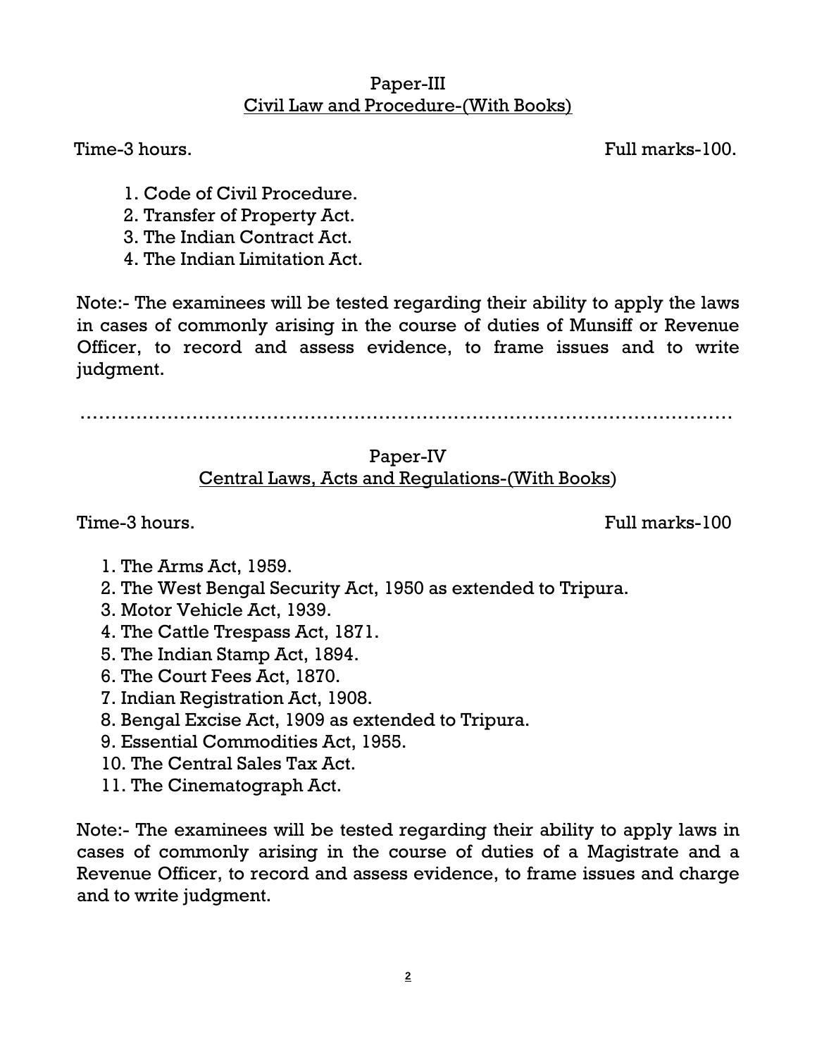## Paper-III

## Civil Law and Procedure-(With Books)

Time-3 hours. Full marks-100.

1. Code of Civil Procedure.
2. Transfer of Property Act.
3. The Indian Contract Act.
4. The Indian Limitation Act.

Note:- The examinees will be tested regarding their ability to apply the laws in cases of commonly arising in the course of duties of Munsiff or Revenue Officer, to record and assess evidence, to frame issues and to write judgment.

……………………………………………………………………………………………

## Paper-IV

## Central Laws, Acts and Regulations-(With Books)

Time-3 hours. Full marks-100

1. The Arms Act, 1959.
2. The West Bengal Security Act, 1950 as extended to Tripura.
3. Motor Vehicle Act, 1939.
4. The Cattle Trespass Act, 1871.
5. The Indian Stamp Act, 1894.
6. The Court Fees Act, 1870.
7. Indian Registration Act, 1908.
8. Bengal Excise Act, 1909 as extended to Tripura.
9. Essential Commodities Act, 1955.
10. The Central Sales Tax Act.
11. The Cinematograph Act.

Note:- The examinees will be tested regarding their ability to apply laws in cases of commonly arising in the course of duties of a Magistrate and a Revenue Officer, to record and assess evidence, to frame issues and charge and to write judgment.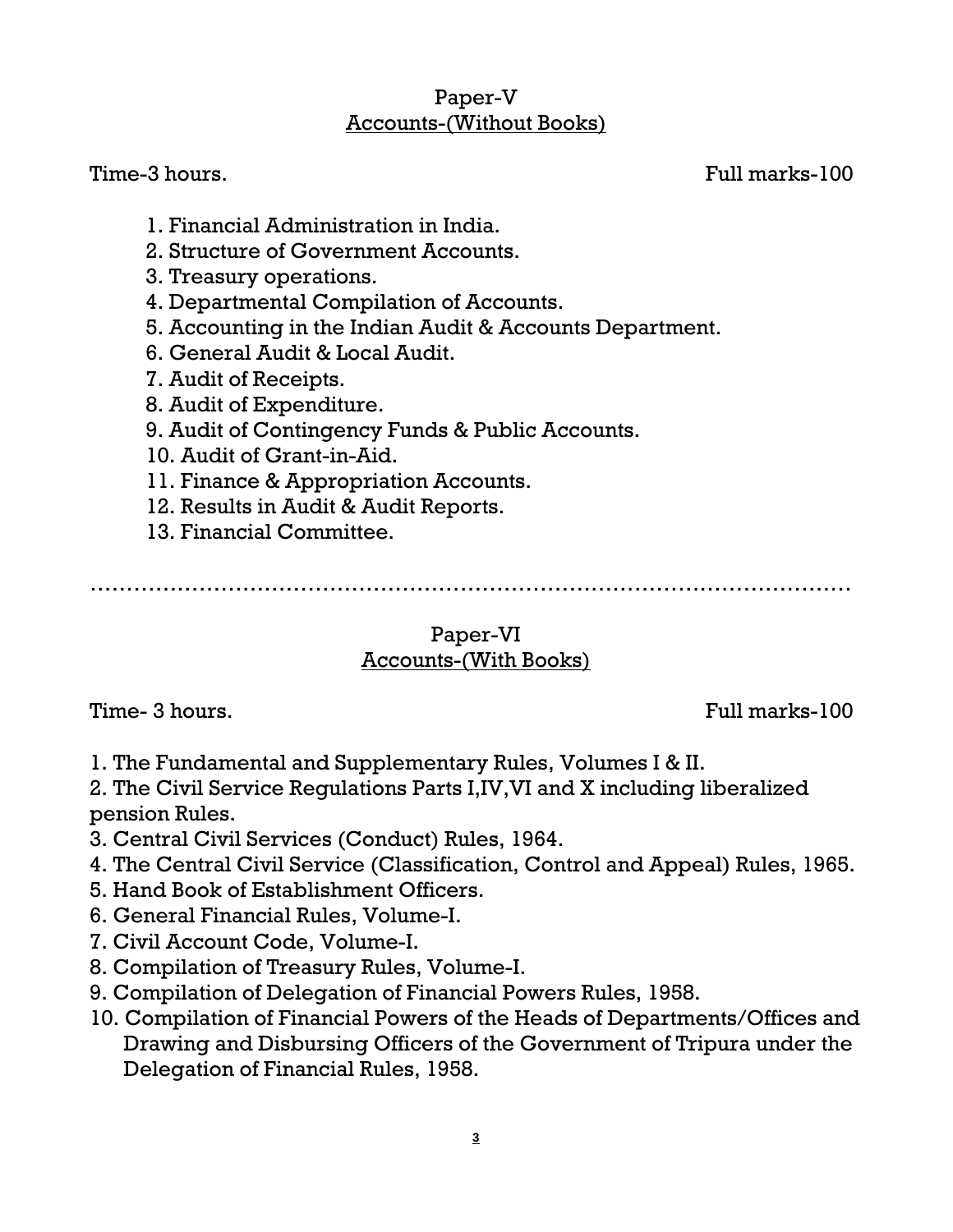## Paper-V
## Accounts-(Without Books)

Time-3 hours. Full marks-100

1. Financial Administration in India.
2. Structure of Government Accounts.
3. Treasury operations.
4. Departmental Compilation of Accounts.
5. Accounting in the Indian Audit & Accounts Department.
6. General Audit & Local Audit.
7. Audit of Receipts.
8. Audit of Expenditure.
9. Audit of Contingency Funds & Public Accounts.
10. Audit of Grant-in-Aid.
11. Finance & Appropriation Accounts.
12. Results in Audit & Audit Reports.
13. Financial Committee.

…………………………………………………………………………………………

## Paper-VI
## Accounts-(With Books)

Time- 3 hours. Full marks-100

1. The Fundamental and Supplementary Rules, Volumes I & II.
2. The Civil Service Regulations Parts I,IV,VI and X including liberalized pension Rules.
3. Central Civil Services (Conduct) Rules, 1964.
4. The Central Civil Service (Classification, Control and Appeal) Rules, 1965.
5. Hand Book of Establishment Officers.
6. General Financial Rules, Volume-I.
7. Civil Account Code, Volume-I.
8. Compilation of Treasury Rules, Volume-I.
9. Compilation of Delegation of Financial Powers Rules, 1958.
10. Compilation of Financial Powers of the Heads of Departments/Offices and Drawing and Disbursing Officers of the Government of Tripura under the Delegation of Financial Rules, 1958.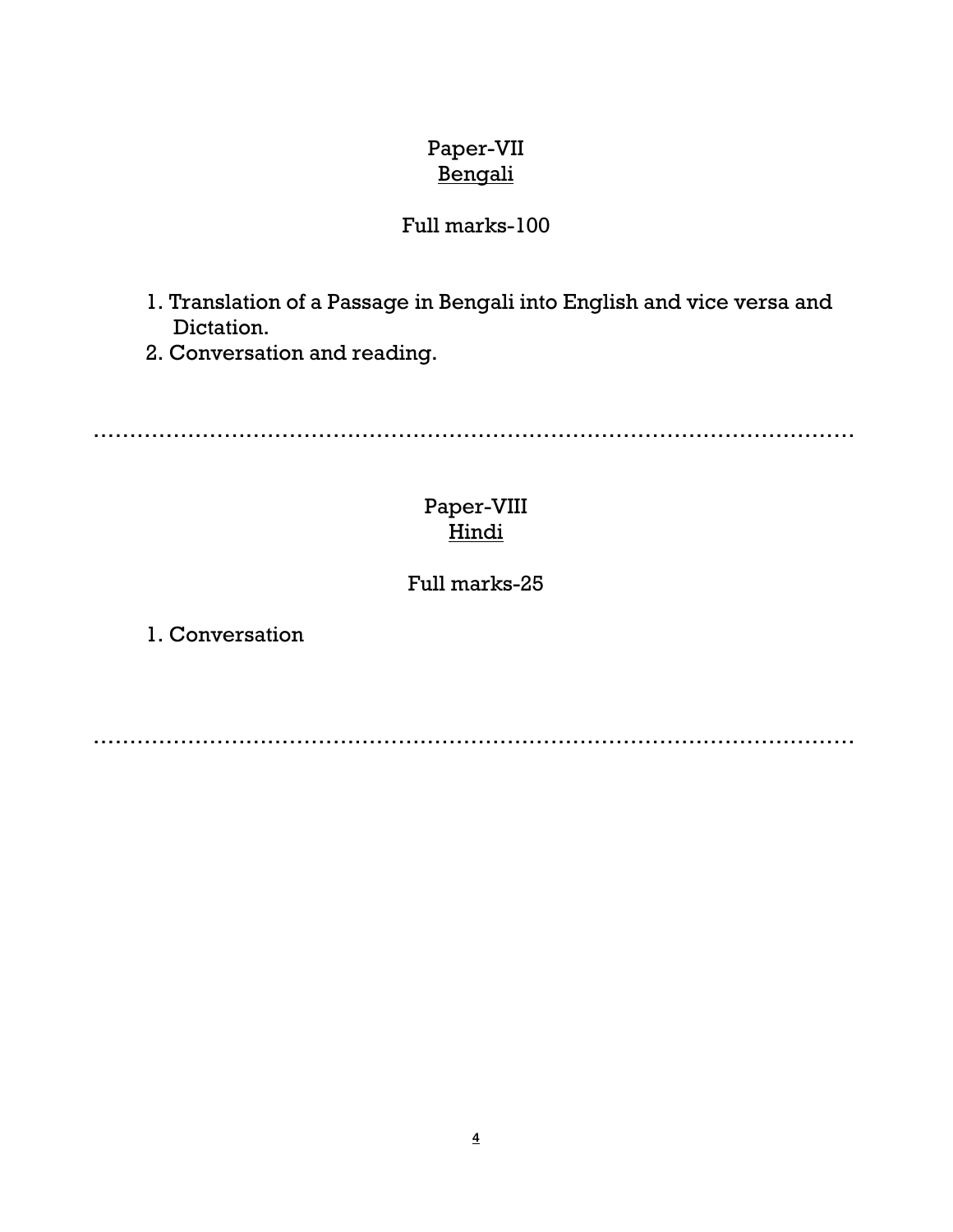## Paper-VII

## Bengali

Full marks-100

1. Translation of a Passage in Bengali into English and vice versa and Dictation.
2. Conversation and reading.

---

## Paper-VIII

## Hindi

Full marks-25

1. Conversation

---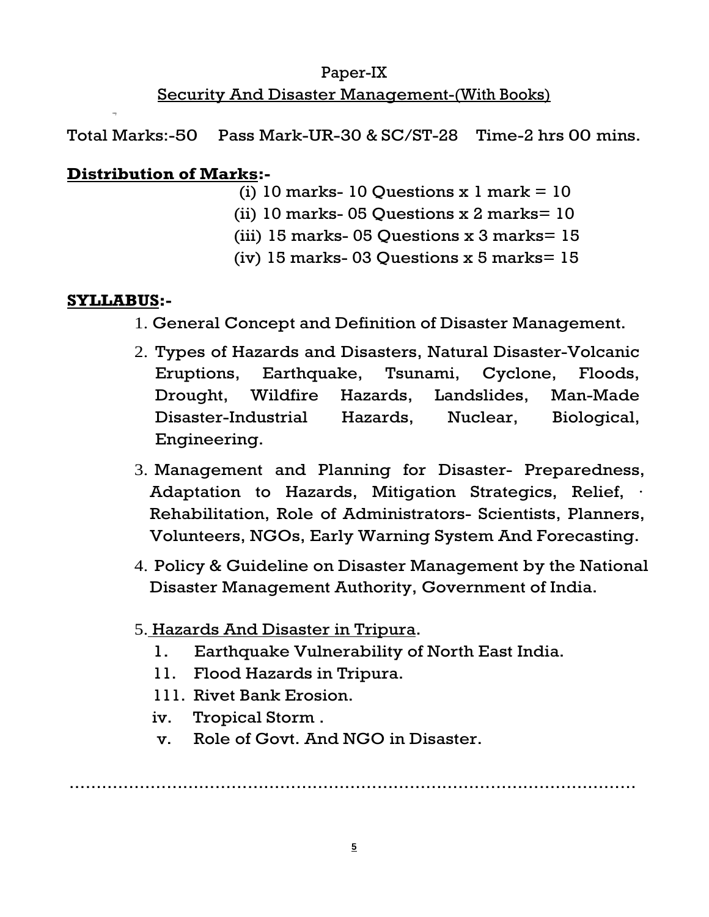Paper-IX

Security And Disaster Management-(With Books)

Total Marks:-50 Pass Mark-UR-30 & SC/ST-28 Time-2 hrs 00 mins.

**Distribution of Marks:-**

(i) 10 marks- 10 Questions x 1 mark = 10

(ii) 10 marks- 05 Questions x 2 marks= 10

(iii) 15 marks- 05 Questions x 3 marks= 15

(iv) 15 marks- 03 Questions x 5 marks= 15

**SYLLABUS:-**

1. General Concept and Definition of Disaster Management.
2. Types of Hazards and Disasters, Natural Disaster-Volcanic Eruptions, Earthquake, Tsunami, Cyclone, Floods, Drought, Wildfire Hazards, Landslides, Man-Made Disaster-Industrial Hazards, Nuclear, Biological, Engineering.
3. Management and Planning for Disaster- Preparedness, Adaptation to Hazards, Mitigation Strategics, Relief, · Rehabilitation, Role of Administrators- Scientists, Planners, Volunteers, NGOs, Early Warning System And Forecasting.
4. Policy & Guideline on Disaster Management by the National Disaster Management Authority, Government of India.
5. Hazards And Disaster in Tripura.
   - l. Earthquake Vulnerability of North East India.
   - ll. Flood Hazards in Tripura.
   - lll. Rivet Bank Erosion.
   - iv. Tropical Storm .
   - v. Role of Govt. And NGO in Disaster.

……………………………………………………………………………………